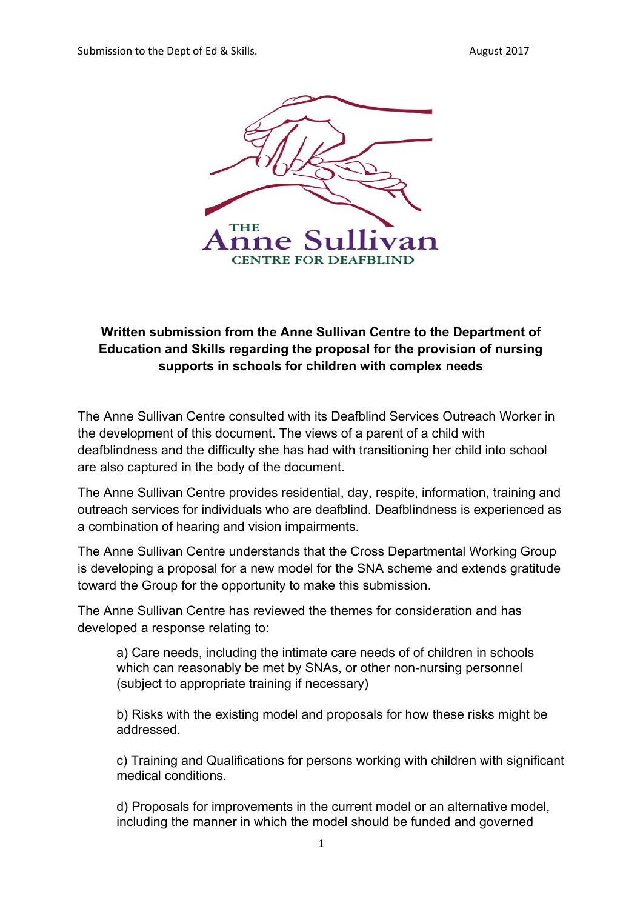THE
Anne Sullivan
CENTRE FOR DEAFBLIND

**Written submission from the Anne Sullivan Centre to the Department of Education and Skills regarding the proposal for the provision of nursing supports in schools for children with complex needs**

The Anne Sullivan Centre consulted with its Deafblind Services Outreach Worker in the development of this document. The views of a parent of a child with deafblindness and the difficulty she has had with transitioning her child into school are also captured in the body of the document.

The Anne Sullivan Centre provides residential, day, respite, information, training and outreach services for individuals who are deafblind. Deafblindness is experienced as a combination of hearing and vision impairments.

The Anne Sullivan Centre understands that the Cross Departmental Working Group is developing a proposal for a new model for the SNA scheme and extends gratitude toward the Group for the opportunity to make this submission.

The Anne Sullivan Centre has reviewed the themes for consideration and has developed a response relating to:

a) Care needs, including the intimate care needs of of children in schools which can reasonably be met by SNAs, or other non-nursing personnel (subject to appropriate training if necessary)

b) Risks with the existing model and proposals for how these risks might be addressed.

c) Training and Qualifications for persons working with children with significant medical conditions.

d) Proposals for improvements in the current model or an alternative model, including the manner in which the model should be funded and governed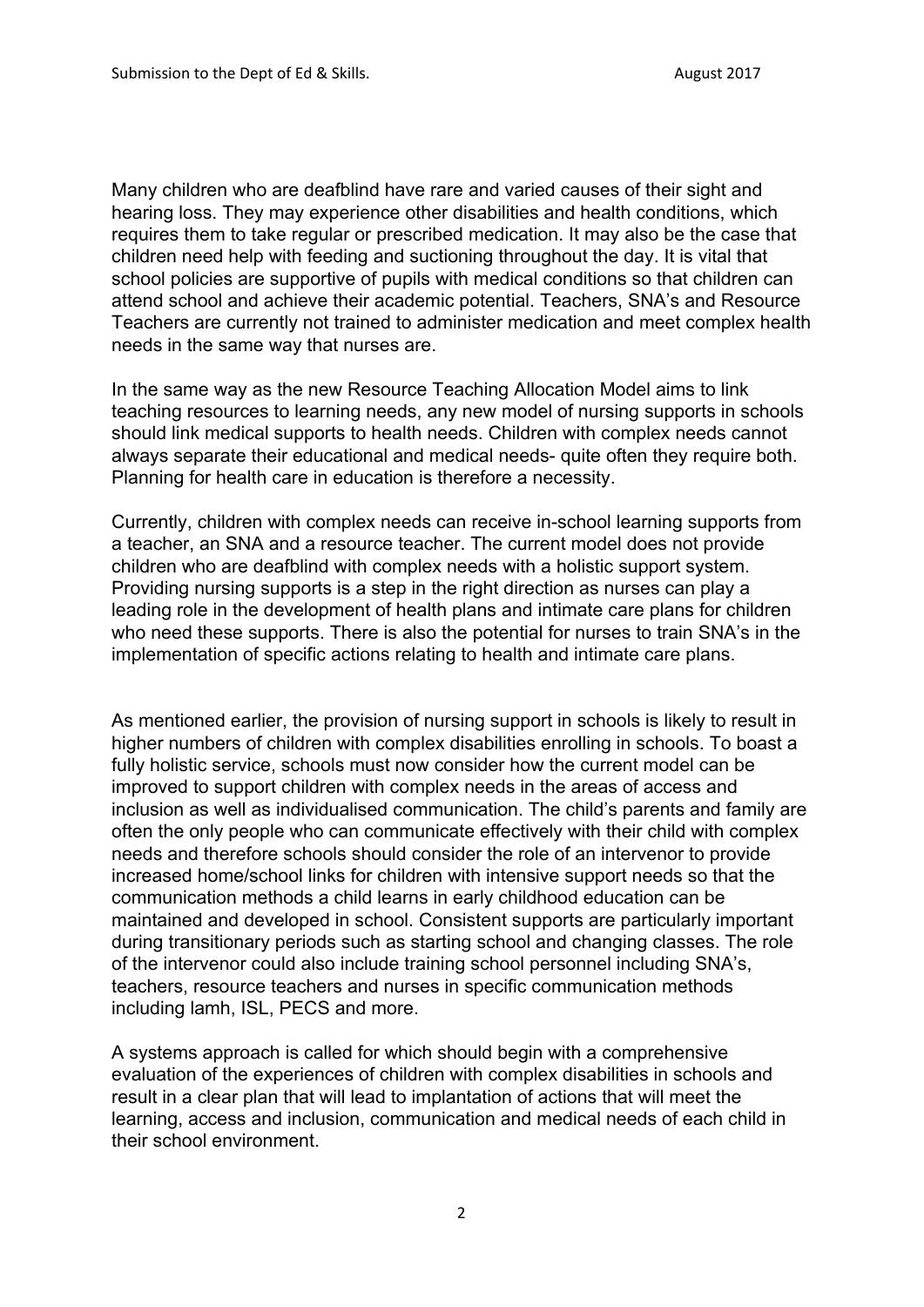Many children who are deafblind have rare and varied causes of their sight and hearing loss. They may experience other disabilities and health conditions, which requires them to take regular or prescribed medication. It may also be the case that children need help with feeding and suctioning throughout the day. It is vital that school policies are supportive of pupils with medical conditions so that children can attend school and achieve their academic potential. Teachers, SNA's and Resource Teachers are currently not trained to administer medication and meet complex health needs in the same way that nurses are.

In the same way as the new Resource Teaching Allocation Model aims to link teaching resources to learning needs, any new model of nursing supports in schools should link medical supports to health needs. Children with complex needs cannot always separate their educational and medical needs- quite often they require both. Planning for health care in education is therefore a necessity.

Currently, children with complex needs can receive in-school learning supports from a teacher, an SNA and a resource teacher. The current model does not provide children who are deafblind with complex needs with a holistic support system. Providing nursing supports is a step in the right direction as nurses can play a leading role in the development of health plans and intimate care plans for children who need these supports. There is also the potential for nurses to train SNA's in the implementation of specific actions relating to health and intimate care plans.

As mentioned earlier, the provision of nursing support in schools is likely to result in higher numbers of children with complex disabilities enrolling in schools. To boast a fully holistic service, schools must now consider how the current model can be improved to support children with complex needs in the areas of access and inclusion as well as individualised communication. The child's parents and family are often the only people who can communicate effectively with their child with complex needs and therefore schools should consider the role of an intervenor to provide increased home/school links for children with intensive support needs so that the communication methods a child learns in early childhood education can be maintained and developed in school. Consistent supports are particularly important during transitionary periods such as starting school and changing classes. The role of the intervenor could also include training school personnel including SNA's, teachers, resource teachers and nurses in specific communication methods including lamh, ISL, PECS and more.

A systems approach is called for which should begin with a comprehensive evaluation of the experiences of children with complex disabilities in schools and result in a clear plan that will lead to implantation of actions that will meet the learning, access and inclusion, communication and medical needs of each child in their school environment.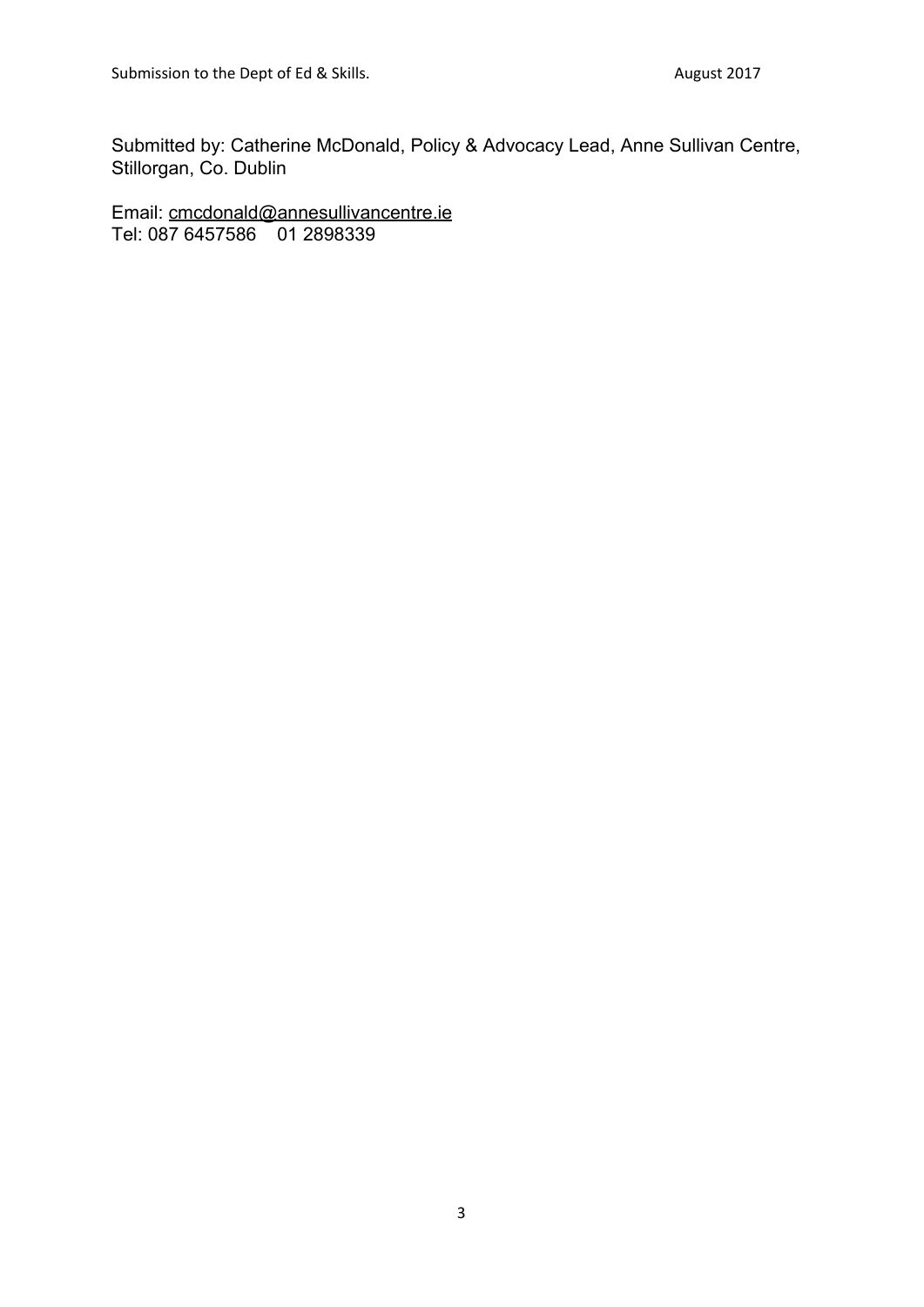Submitted by: Catherine McDonald, Policy & Advocacy Lead, Anne Sullivan Centre, Stillorgan, Co. Dublin

Email: cmcdonald@annesullivancentre.ie
Tel: 087 6457586    01 2898339